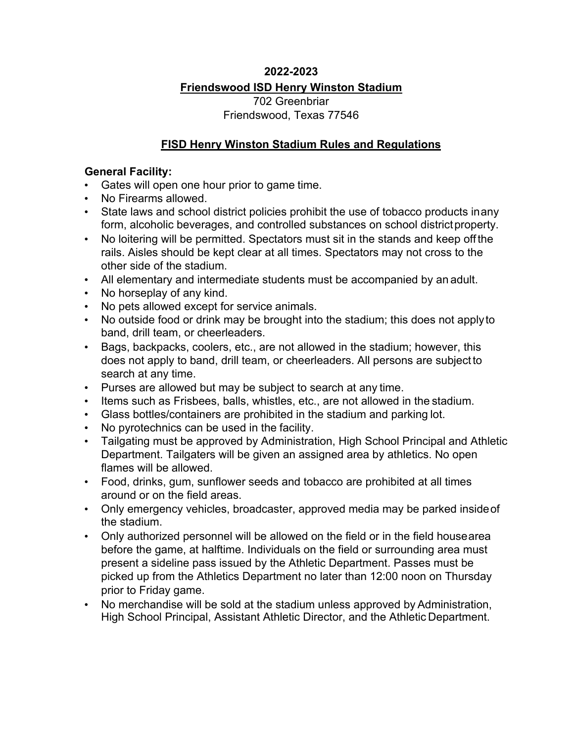# 2022-2023

## Friendswood ISD Henry Winston Stadium

702 Greenbriar
Friendswood, Texas 77546

## FISD Henry Winston Stadium Rules and Regulations

### General Facility:

- Gates will open one hour prior to game time.
- No Firearms allowed.
- State laws and school district policies prohibit the use of tobacco products in any form, alcoholic beverages, and controlled substances on school district property.
- No loitering will be permitted. Spectators must sit in the stands and keep off the rails. Aisles should be kept clear at all times. Spectators may not cross to the other side of the stadium.
- All elementary and intermediate students must be accompanied by an adult.
- No horseplay of any kind.
- No pets allowed except for service animals.
- No outside food or drink may be brought into the stadium; this does not apply to band, drill team, or cheerleaders.
- Bags, backpacks, coolers, etc., are not allowed in the stadium; however, this does not apply to band, drill team, or cheerleaders. All persons are subject to search at any time.
- Purses are allowed but may be subject to search at any time.
- Items such as Frisbees, balls, whistles, etc., are not allowed in the stadium.
- Glass bottles/containers are prohibited in the stadium and parking lot.
- No pyrotechnics can be used in the facility.
- Tailgating must be approved by Administration, High School Principal and Athletic Department. Tailgaters will be given an assigned area by athletics. No open flames will be allowed.
- Food, drinks, gum, sunflower seeds and tobacco are prohibited at all times around or on the field areas.
- Only emergency vehicles, broadcaster, approved media may be parked inside of the stadium.
- Only authorized personnel will be allowed on the field or in the field house area before the game, at halftime. Individuals on the field or surrounding area must present a sideline pass issued by the Athletic Department. Passes must be picked up from the Athletics Department no later than 12:00 noon on Thursday prior to Friday game.
- No merchandise will be sold at the stadium unless approved by Administration, High School Principal, Assistant Athletic Director, and the Athletic Department.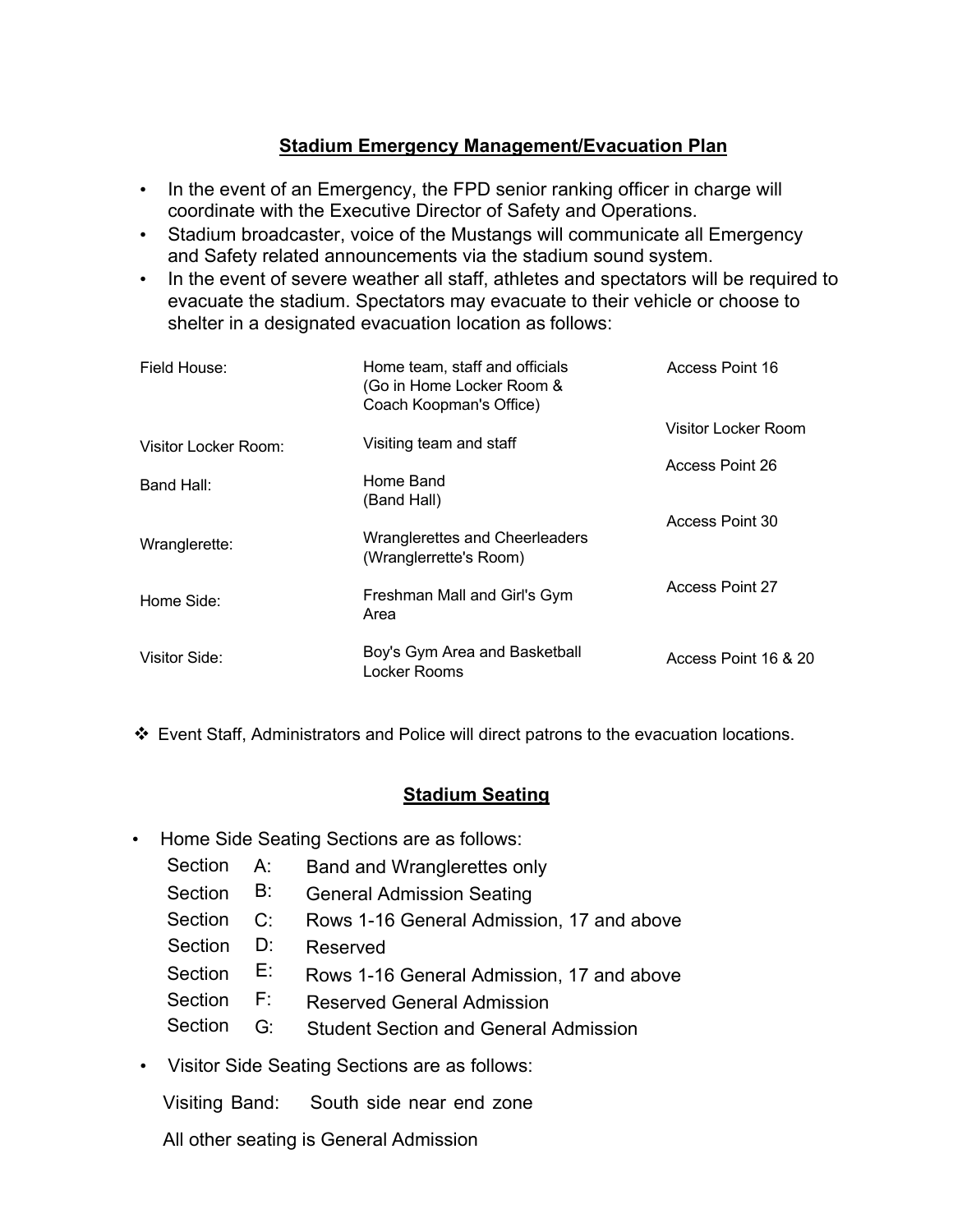## Stadium Emergency Management/Evacuation Plan

- In the event of an Emergency, the FPD senior ranking officer in charge will coordinate with the Executive Director of Safety and Operations.
- Stadium broadcaster, voice of the Mustangs will communicate all Emergency and Safety related announcements via the stadium sound system.
- In the event of severe weather all staff, athletes and spectators will be required to evacuate the stadium. Spectators may evacuate to their vehicle or choose to shelter in a designated evacuation location as follows:

| | | |
|---|---|---|
| Field House: | Home team, staff and officials (Go in Home Locker Room & Coach Koopman's Office) | Access Point 16 |
| Visitor Locker Room: | Visiting team and staff | Visitor Locker Room |
| Band Hall: | Home Band (Band Hall) | Access Point 26 |
| Wranglerette: | Wranglerettes and Cheerleaders (Wranglerrette's Room) | Access Point 30 |
| Home Side: | Freshman Mall and Girl's Gym Area | Access Point 27 |
| Visitor Side: | Boy's Gym Area and Basketball Locker Rooms | Access Point 16 & 20 |

❖ Event Staff, Administrators and Police will direct patrons to the evacuation locations.

## Stadium Seating

- Home Side Seating Sections are as follows:
  - Section A: Band and Wranglerettes only
  - Section B: General Admission Seating
  - Section C: Rows 1-16 General Admission, 17 and above
  - Section D: Reserved
  - Section E: Rows 1-16 General Admission, 17 and above
  - Section F: Reserved General Admission
  - Section G: Student Section and General Admission
- Visitor Side Seating Sections are as follows:

  Visiting Band: South side near end zone

  All other seating is General Admission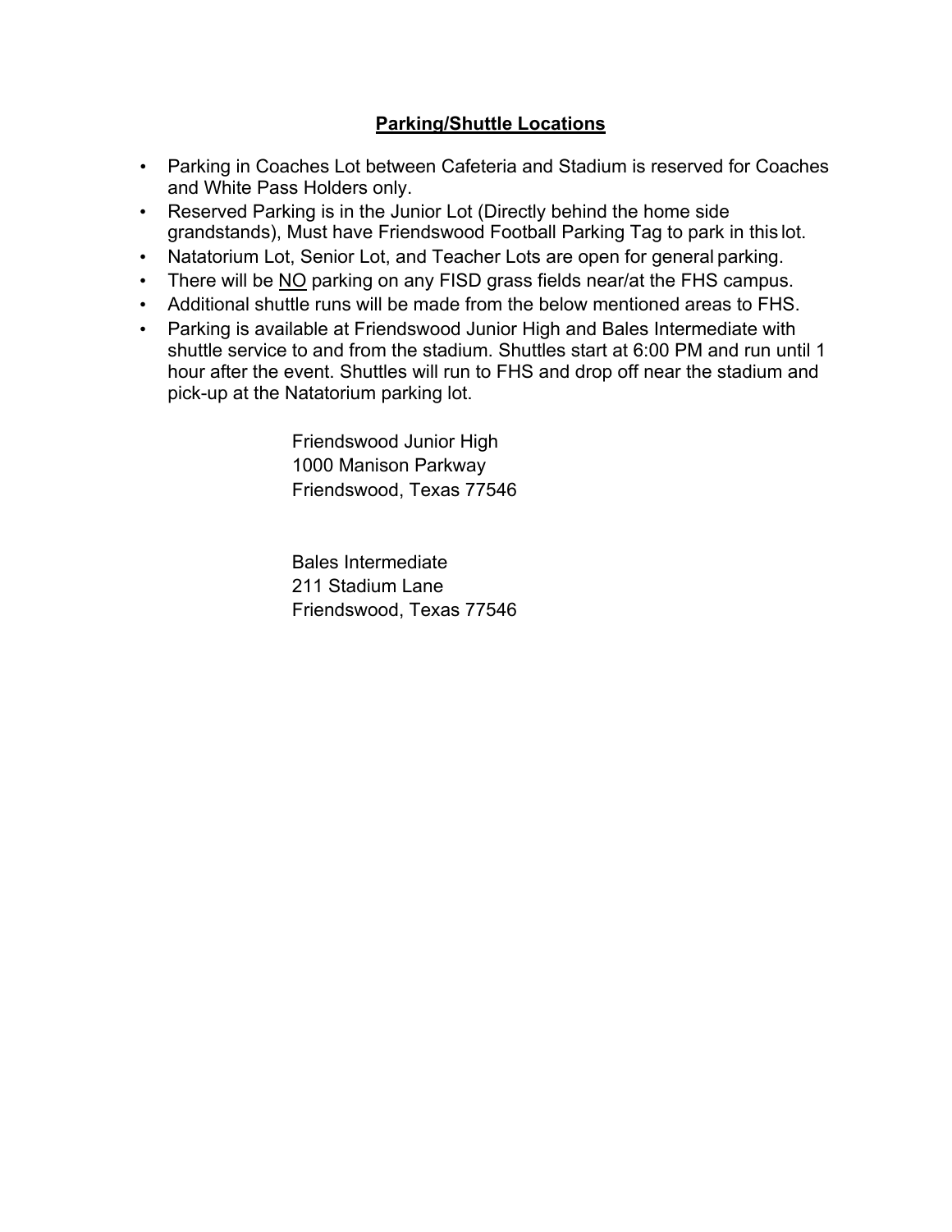## Parking/Shuttle Locations

- Parking in Coaches Lot between Cafeteria and Stadium is reserved for Coaches and White Pass Holders only.
- Reserved Parking is in the Junior Lot (Directly behind the home side grandstands), Must have Friendswood Football Parking Tag to park in this lot.
- Natatorium Lot, Senior Lot, and Teacher Lots are open for general parking.
- There will be <u>NO</u> parking on any FISD grass fields near/at the FHS campus.
- Additional shuttle runs will be made from the below mentioned areas to FHS.
- Parking is available at Friendswood Junior High and Bales Intermediate with shuttle service to and from the stadium. Shuttles start at 6:00 PM and run until 1 hour after the event. Shuttles will run to FHS and drop off near the stadium and pick-up at the Natatorium parking lot.

Friendswood Junior High
1000 Manison Parkway
Friendswood, Texas 77546

Bales Intermediate
211 Stadium Lane
Friendswood, Texas 77546